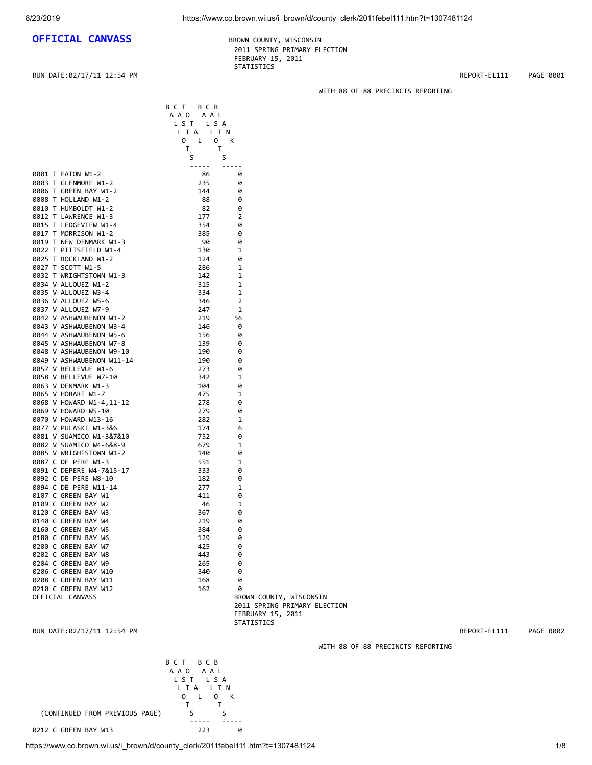# OFFICIAL CANVASS

BROWN COUNTY, WISCONSIN
2011 SPRING PRIMARY ELECTION
FEBRUARY 15, 2011
STATISTICS

RUN DATE:02/17/11 12:54 PM REPORT-EL111 PAGE 0001

WITH 88 OF 88 PRECINCTS REPORTING

| | BALLOTS CAST TOTAL | BALLOTS CAST BLANK |
|---|---|---|
| 0001 T EATON W1-2 | 86 | 0 |
| 0003 T GLENMORE W1-2 | 235 | 0 |
| 0006 T GREEN BAY W1-2 | 144 | 0 |
| 0008 T HOLLAND W1-2 | 88 | 0 |
| 0010 T HUMBOLDT W1-2 | 82 | 0 |
| 0012 T LAWRENCE W1-3 | 177 | 2 |
| 0015 T LEDGEVIEW W1-4 | 354 | 0 |
| 0017 T MORRISON W1-2 | 385 | 0 |
| 0019 T NEW DENMARK W1-3 | 90 | 0 |
| 0022 T PITTSFIELD W1-4 | 130 | 1 |
| 0025 T ROCKLAND W1-2 | 124 | 0 |
| 0027 T SCOTT W1-5 | 286 | 1 |
| 0032 T WRIGHTSTOWN W1-3 | 142 | 1 |
| 0034 V ALLOUEZ W1-2 | 315 | 1 |
| 0035 V ALLOUEZ W3-4 | 334 | 1 |
| 0036 V ALLOUEZ W5-6 | 346 | 2 |
| 0037 V ALLOUEZ W7-9 | 247 | 1 |
| 0042 V ASHWAUBENON W1-2 | 219 | 56 |
| 0043 V ASHWAUBENON W3-4 | 146 | 0 |
| 0044 V ASHWAUBENON W5-6 | 156 | 0 |
| 0045 V ASHWAUBENON W7-8 | 139 | 0 |
| 0048 V ASHWAUBENON W9-10 | 190 | 0 |
| 0049 V ASHWAUBENON W11-14 | 190 | 0 |
| 0057 V BELLEVUE W1-6 | 273 | 0 |
| 0058 V BELLEVUE W7-10 | 342 | 1 |
| 0063 V DENMARK W1-3 | 104 | 0 |
| 0065 V HOBART W1-7 | 475 | 1 |
| 0068 V HOWARD W1-4,11-12 | 278 | 0 |
| 0069 V HOWARD W5-10 | 279 | 0 |
| 0070 V HOWARD W13-16 | 282 | 1 |
| 0077 V PULASKI W1-3&6 | 174 | 6 |
| 0081 V SUAMICO W1-3&7&10 | 752 | 0 |
| 0082 V SUAMICO W4-6&8-9 | 679 | 1 |
| 0085 V WRIGHTSTOWN W1-2 | 140 | 0 |
| 0087 C DE PERE W1-3 | 551 | 1 |
| 0091 C DEPERE W4-7&15-17 | 333 | 0 |
| 0092 C DE PERE W8-10 | 182 | 0 |
| 0094 C DE PERE W11-14 | 277 | 1 |
| 0107 C GREEN BAY W1 | 411 | 0 |
| 0109 C GREEN BAY W2 | 46 | 1 |
| 0120 C GREEN BAY W3 | 367 | 0 |
| 0140 C GREEN BAY W4 | 219 | 0 |
| 0160 C GREEN BAY W5 | 384 | 0 |
| 0180 C GREEN BAY W6 | 129 | 0 |
| 0200 C GREEN BAY W7 | 425 | 0 |
| 0202 C GREEN BAY W8 | 443 | 0 |
| 0204 C GREEN BAY W9 | 265 | 0 |
| 0206 C GREEN BAY W10 | 340 | 0 |
| 0208 C GREEN BAY W11 | 168 | 0 |
| 0210 C GREEN BAY W12 | 162 | 0 |

OFFICIAL CANVASS

BROWN COUNTY, WISCONSIN
2011 SPRING PRIMARY ELECTION
FEBRUARY 15, 2011
STATISTICS

RUN DATE:02/17/11 12:54 PM REPORT-EL111 PAGE 0002

WITH 88 OF 88 PRECINCTS REPORTING

| (CONTINUED FROM PREVIOUS PAGE) | BALLOTS CAST TOTAL | BALLOTS CAST BLANK |
|---|---|---|
| 0212 C GREEN BAY W13 | 223 | 0 |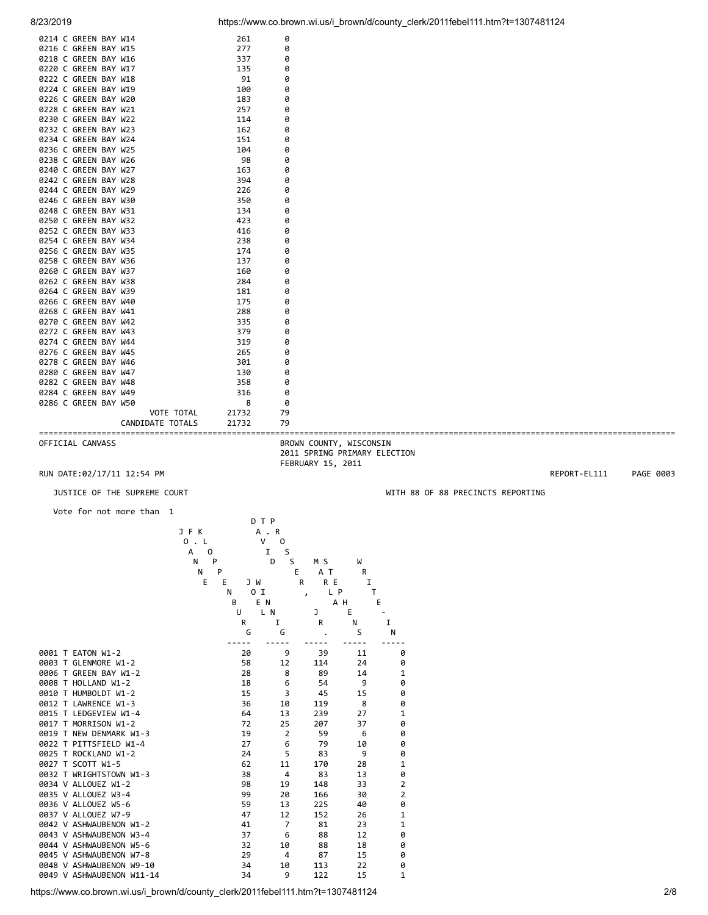| Precinct | | |
|---|---|---|
| 0214 C GREEN BAY W14 | 261 | 0 |
| 0216 C GREEN BAY W15 | 277 | 0 |
| 0218 C GREEN BAY W16 | 337 | 0 |
| 0220 C GREEN BAY W17 | 135 | 0 |
| 0222 C GREEN BAY W18 | 91 | 0 |
| 0224 C GREEN BAY W19 | 100 | 0 |
| 0226 C GREEN BAY W20 | 183 | 0 |
| 0228 C GREEN BAY W21 | 257 | 0 |
| 0230 C GREEN BAY W22 | 114 | 0 |
| 0232 C GREEN BAY W23 | 162 | 0 |
| 0234 C GREEN BAY W24 | 151 | 0 |
| 0236 C GREEN BAY W25 | 104 | 0 |
| 0238 C GREEN BAY W26 | 98 | 0 |
| 0240 C GREEN BAY W27 | 163 | 0 |
| 0242 C GREEN BAY W28 | 394 | 0 |
| 0244 C GREEN BAY W29 | 226 | 0 |
| 0246 C GREEN BAY W30 | 350 | 0 |
| 0248 C GREEN BAY W31 | 134 | 0 |
| 0250 C GREEN BAY W32 | 423 | 0 |
| 0252 C GREEN BAY W33 | 416 | 0 |
| 0254 C GREEN BAY W34 | 238 | 0 |
| 0256 C GREEN BAY W35 | 174 | 0 |
| 0258 C GREEN BAY W36 | 137 | 0 |
| 0260 C GREEN BAY W37 | 160 | 0 |
| 0262 C GREEN BAY W38 | 284 | 0 |
| 0264 C GREEN BAY W39 | 181 | 0 |
| 0266 C GREEN BAY W40 | 175 | 0 |
| 0268 C GREEN BAY W41 | 288 | 0 |
| 0270 C GREEN BAY W42 | 335 | 0 |
| 0272 C GREEN BAY W43 | 379 | 0 |
| 0274 C GREEN BAY W44 | 319 | 0 |
| 0276 C GREEN BAY W45 | 265 | 0 |
| 0278 C GREEN BAY W46 | 301 | 0 |
| 0280 C GREEN BAY W47 | 130 | 0 |
| 0282 C GREEN BAY W48 | 358 | 0 |
| 0284 C GREEN BAY W49 | 316 | 0 |
| 0286 C GREEN BAY W50 | 8 | 0 |
| VOTE TOTAL | 21732 | 79 |
| CANDIDATE TOTALS | 21732 | 79 |

OFFICIAL CANVASS

BROWN COUNTY, WISCONSIN
2011 SPRING PRIMARY ELECTION
FEBRUARY 15, 2011

RUN DATE:02/17/11 12:54 PM — REPORT-EL111 PAGE 0003

JUSTICE OF THE SUPREME COURT — WITH 88 OF 88 PRECINCTS REPORTING

Vote for not more than 1

| Precinct | JOANNE F. KLOPPENBURG | JOEL WINNIG | DAVID T. PROSSER, JR. | MARIE A. STEPHENS | WRITE-IN |
|---|---|---|---|---|---|
| 0001 T EATON W1-2 | 20 | 9 | 39 | 11 | 0 |
| 0003 T GLENMORE W1-2 | 58 | 12 | 114 | 24 | 0 |
| 0006 T GREEN BAY W1-2 | 28 | 8 | 89 | 14 | 1 |
| 0008 T HOLLAND W1-2 | 18 | 6 | 54 | 9 | 0 |
| 0010 T HUMBOLDT W1-2 | 15 | 3 | 45 | 15 | 0 |
| 0012 T LAWRENCE W1-3 | 36 | 10 | 119 | 8 | 0 |
| 0015 T LEDGEVIEW W1-4 | 64 | 13 | 239 | 27 | 1 |
| 0017 T MORRISON W1-2 | 72 | 25 | 207 | 37 | 0 |
| 0019 T NEW DENMARK W1-3 | 19 | 2 | 59 | 6 | 0 |
| 0022 T PITTSFIELD W1-4 | 27 | 6 | 79 | 10 | 0 |
| 0025 T ROCKLAND W1-2 | 24 | 5 | 83 | 9 | 0 |
| 0027 T SCOTT W1-5 | 62 | 11 | 170 | 28 | 1 |
| 0032 T WRIGHTSTOWN W1-3 | 38 | 4 | 83 | 13 | 0 |
| 0034 V ALLOUEZ W1-2 | 98 | 19 | 148 | 33 | 2 |
| 0035 V ALLOUEZ W3-4 | 99 | 20 | 166 | 30 | 2 |
| 0036 V ALLOUEZ W5-6 | 59 | 13 | 225 | 40 | 0 |
| 0037 V ALLOUEZ W7-9 | 47 | 12 | 152 | 26 | 1 |
| 0042 V ASHWAUBENON W1-2 | 41 | 7 | 81 | 23 | 1 |
| 0043 V ASHWAUBENON W3-4 | 37 | 6 | 88 | 12 | 0 |
| 0044 V ASHWAUBENON W5-6 | 32 | 10 | 88 | 18 | 0 |
| 0045 V ASHWAUBENON W7-8 | 29 | 4 | 87 | 15 | 0 |
| 0048 V ASHWAUBENON W9-10 | 34 | 10 | 113 | 22 | 0 |
| 0049 V ASHWAUBENON W11-14 | 34 | 9 | 122 | 15 | 1 |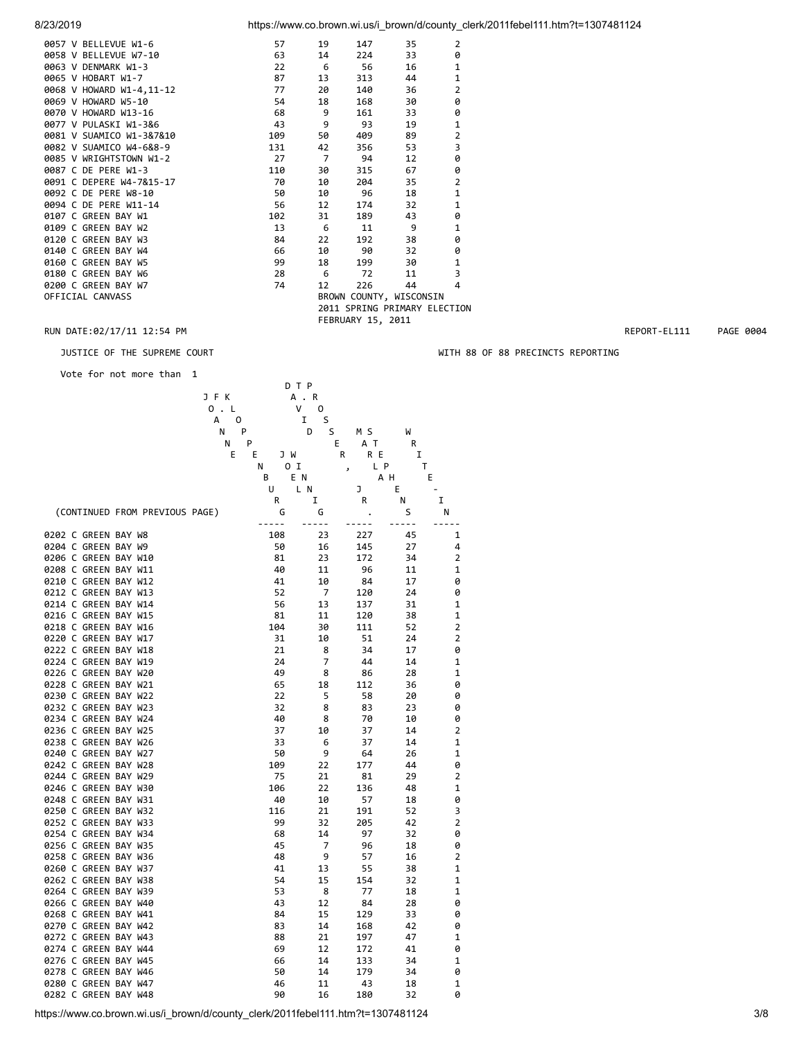| | | | | | |
|---|---|---|---|---|---|
| 0057 V BELLEVUE W1-6 | 57 | 19 | 147 | 35 | 2 |
| 0058 V BELLEVUE W7-10 | 63 | 14 | 224 | 33 | 0 |
| 0063 V DENMARK W1-3 | 22 | 6 | 56 | 16 | 1 |
| 0065 V HOBART W1-7 | 87 | 13 | 313 | 44 | 1 |
| 0068 V HOWARD W1-4,11-12 | 77 | 20 | 140 | 36 | 2 |
| 0069 V HOWARD W5-10 | 54 | 18 | 168 | 30 | 0 |
| 0070 V HOWARD W13-16 | 68 | 9 | 161 | 33 | 0 |
| 0077 V PULASKI W1-3&6 | 43 | 9 | 93 | 19 | 1 |
| 0081 V SUAMICO W1-3&7&10 | 109 | 50 | 409 | 89 | 2 |
| 0082 V SUAMICO W4-6&8-9 | 131 | 42 | 356 | 53 | 3 |
| 0085 V WRIGHTSTOWN W1-2 | 27 | 7 | 94 | 12 | 0 |
| 0087 C DE PERE W1-3 | 110 | 30 | 315 | 67 | 0 |
| 0091 C DEPERE W4-7&15-17 | 70 | 10 | 204 | 35 | 2 |
| 0092 C DE PERE W8-10 | 50 | 10 | 96 | 18 | 1 |
| 0094 C DE PERE W11-14 | 56 | 12 | 174 | 32 | 1 |
| 0107 C GREEN BAY W1 | 102 | 31 | 189 | 43 | 0 |
| 0109 C GREEN BAY W2 | 13 | 6 | 11 | 9 | 1 |
| 0120 C GREEN BAY W3 | 84 | 22 | 192 | 38 | 0 |
| 0140 C GREEN BAY W4 | 66 | 10 | 90 | 32 | 0 |
| 0160 C GREEN BAY W5 | 99 | 18 | 199 | 30 | 1 |
| 0180 C GREEN BAY W6 | 28 | 6 | 72 | 11 | 3 |
| 0200 C GREEN BAY W7 | 74 | 12 | 226 | 44 | 4 |

OFFICIAL CANVASS

BROWN COUNTY, WISCONSIN
2011 SPRING PRIMARY ELECTION
FEBRUARY 15, 2011

RUN DATE:02/17/11 12:54 PM REPORT-EL111 PAGE 0004

JUSTICE OF THE SUPREME COURT WITH 88 OF 88 PRECINCTS REPORTING

Vote for not more than 1

| (CONTINUED FROM PREVIOUS PAGE) | JOANNE F. KLOPPENBURG | JOEL WINNIG | DAVID T. PROSSER, JR. | MARLA J. STEPHENS | WRITE-IN |
|---|---|---|---|---|---|
| 0202 C GREEN BAY W8 | 108 | 23 | 227 | 45 | 1 |
| 0204 C GREEN BAY W9 | 50 | 16 | 145 | 27 | 4 |
| 0206 C GREEN BAY W10 | 81 | 23 | 172 | 34 | 2 |
| 0208 C GREEN BAY W11 | 40 | 11 | 96 | 11 | 1 |
| 0210 C GREEN BAY W12 | 41 | 10 | 84 | 17 | 0 |
| 0212 C GREEN BAY W13 | 52 | 7 | 120 | 24 | 0 |
| 0214 C GREEN BAY W14 | 56 | 13 | 137 | 31 | 1 |
| 0216 C GREEN BAY W15 | 81 | 11 | 120 | 38 | 1 |
| 0218 C GREEN BAY W16 | 104 | 30 | 111 | 52 | 2 |
| 0220 C GREEN BAY W17 | 31 | 10 | 51 | 24 | 2 |
| 0222 C GREEN BAY W18 | 21 | 8 | 34 | 17 | 0 |
| 0224 C GREEN BAY W19 | 24 | 7 | 44 | 14 | 1 |
| 0226 C GREEN BAY W20 | 49 | 8 | 86 | 28 | 1 |
| 0228 C GREEN BAY W21 | 65 | 18 | 112 | 36 | 0 |
| 0230 C GREEN BAY W22 | 22 | 5 | 58 | 20 | 0 |
| 0232 C GREEN BAY W23 | 32 | 8 | 83 | 23 | 0 |
| 0234 C GREEN BAY W24 | 40 | 8 | 70 | 10 | 0 |
| 0236 C GREEN BAY W25 | 37 | 10 | 37 | 14 | 2 |
| 0238 C GREEN BAY W26 | 33 | 6 | 37 | 14 | 1 |
| 0240 C GREEN BAY W27 | 50 | 9 | 64 | 26 | 1 |
| 0242 C GREEN BAY W28 | 109 | 22 | 177 | 44 | 0 |
| 0244 C GREEN BAY W29 | 75 | 21 | 81 | 29 | 2 |
| 0246 C GREEN BAY W30 | 106 | 22 | 136 | 48 | 1 |
| 0248 C GREEN BAY W31 | 40 | 10 | 57 | 18 | 0 |
| 0250 C GREEN BAY W32 | 116 | 21 | 191 | 52 | 3 |
| 0252 C GREEN BAY W33 | 99 | 32 | 205 | 42 | 2 |
| 0254 C GREEN BAY W34 | 68 | 14 | 97 | 32 | 0 |
| 0256 C GREEN BAY W35 | 45 | 7 | 96 | 18 | 0 |
| 0258 C GREEN BAY W36 | 48 | 9 | 57 | 16 | 2 |
| 0260 C GREEN BAY W37 | 41 | 13 | 55 | 38 | 1 |
| 0262 C GREEN BAY W38 | 54 | 15 | 154 | 32 | 1 |
| 0264 C GREEN BAY W39 | 53 | 8 | 77 | 18 | 1 |
| 0266 C GREEN BAY W40 | 43 | 12 | 84 | 28 | 0 |
| 0268 C GREEN BAY W41 | 84 | 15 | 129 | 33 | 0 |
| 0270 C GREEN BAY W42 | 83 | 14 | 168 | 42 | 0 |
| 0272 C GREEN BAY W43 | 88 | 21 | 197 | 47 | 1 |
| 0274 C GREEN BAY W44 | 69 | 12 | 172 | 41 | 0 |
| 0276 C GREEN BAY W45 | 66 | 14 | 133 | 34 | 1 |
| 0278 C GREEN BAY W46 | 50 | 14 | 179 | 34 | 0 |
| 0280 C GREEN BAY W47 | 46 | 11 | 43 | 18 | 1 |
| 0282 C GREEN BAY W48 | 90 | 16 | 180 | 32 | 0 |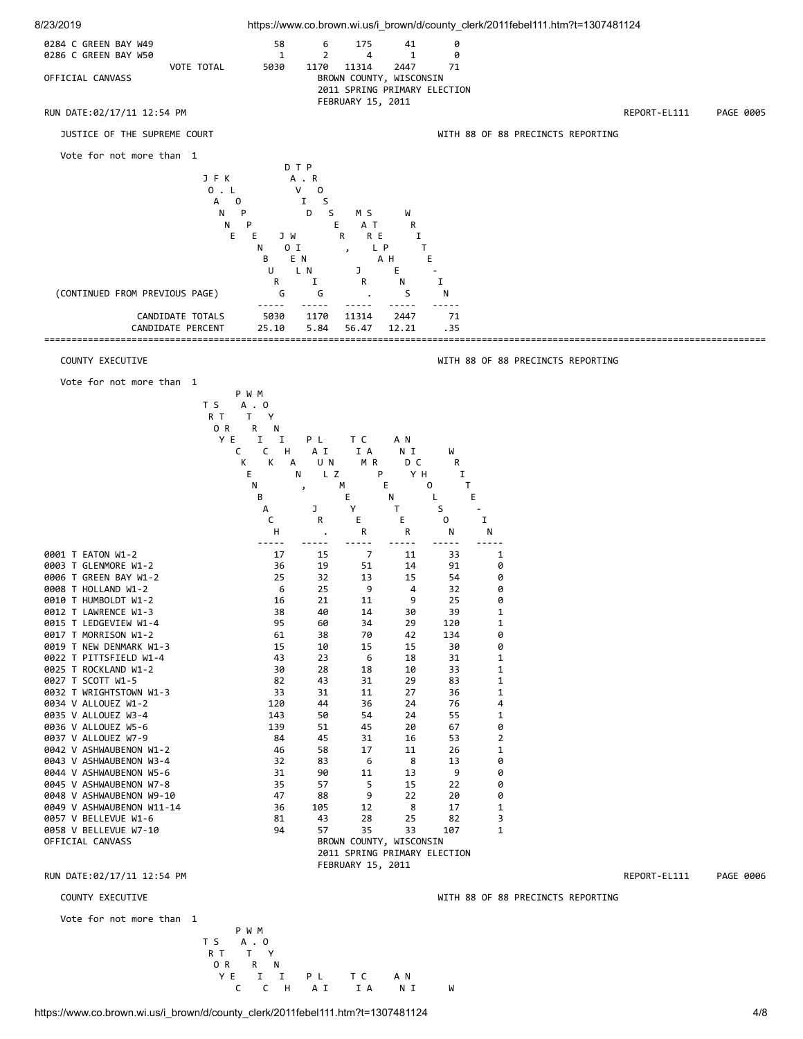| Precinct | | | | | |
|---|---|---|---|---|---|
| 0284 C GREEN BAY W49 | 58 | 6 | 175 | 41 | 0 |
| 0286 C GREEN BAY W50 | 1 | 2 | 4 | 1 | 0 |
| VOTE TOTAL | 5030 | 1170 | 11314 | 2447 | 71 |

OFFICIAL CANVASS

BROWN COUNTY, WISCONSIN
2011 SPRING PRIMARY ELECTION
FEBRUARY 15, 2011

RUN DATE:02/17/11 12:54 PM REPORT-EL111 PAGE 0005

## JUSTICE OF THE SUPREME COURT

WITH 88 OF 88 PRECINCTS REPORTING

Vote for not more than 1

| (CONTINUED FROM PREVIOUS PAGE) | JOANNE F. KLOPPENBURG | DAVID T. PROSSER, JR. | JOEL WINNIG | MARLA STERNESS | WRITE-IN |
|---|---|---|---|---|---|
| CANDIDATE TOTALS | 5030 | 1170 | 11314 | 2447 | 71 |
| CANDIDATE PERCENT | 25.10 | 5.84 | 56.47 | 12.21 | .35 |

## COUNTY EXECUTIVE

WITH 88 OF 88 PRECINCTS REPORTING

Vote for not more than 1

| Precinct | TROY STRECKENBACH | PATRICK W. MORAN, JR. | PAUL LAINZ | TOM CORNELIEUS MERCIER | ANDY NICHOLSON | WRITE-IN |
|---|---|---|---|---|---|---|
| 0001 T EATON W1-2 | 17 | 15 | 7 | 11 | 33 | 1 |
| 0003 T GLENMORE W1-2 | 36 | 19 | 51 | 14 | 91 | 0 |
| 0006 T GREEN BAY W1-2 | 25 | 32 | 13 | 15 | 54 | 0 |
| 0008 T HOLLAND W1-2 | 6 | 25 | 9 | 4 | 32 | 0 |
| 0010 T HUMBOLDT W1-2 | 16 | 21 | 11 | 9 | 25 | 0 |
| 0012 T LAWRENCE W1-3 | 38 | 40 | 14 | 30 | 39 | 1 |
| 0015 T LEDGEVIEW W1-4 | 95 | 60 | 34 | 29 | 120 | 1 |
| 0017 T MORRISON W1-2 | 61 | 38 | 70 | 42 | 134 | 0 |
| 0019 T NEW DENMARK W1-3 | 15 | 10 | 15 | 15 | 30 | 0 |
| 0022 T PITTSFIELD W1-4 | 43 | 23 | 6 | 18 | 31 | 1 |
| 0025 T ROCKLAND W1-2 | 30 | 28 | 18 | 10 | 33 | 1 |
| 0027 T SCOTT W1-5 | 82 | 43 | 31 | 29 | 83 | 1 |
| 0032 T WRIGHTSTOWN W1-3 | 33 | 31 | 11 | 27 | 36 | 1 |
| 0034 V ALLOUEZ W1-2 | 120 | 44 | 36 | 24 | 76 | 4 |
| 0035 V ALLOUEZ W3-4 | 143 | 50 | 54 | 24 | 55 | 1 |
| 0036 V ALLOUEZ W5-6 | 139 | 51 | 45 | 20 | 67 | 0 |
| 0037 V ALLOUEZ W7-9 | 84 | 45 | 31 | 16 | 53 | 2 |
| 0042 V ASHWAUBENON W1-2 | 46 | 58 | 17 | 11 | 26 | 1 |
| 0043 V ASHWAUBENON W3-4 | 32 | 83 | 6 | 8 | 13 | 0 |
| 0044 V ASHWAUBENON W5-6 | 31 | 90 | 11 | 13 | 9 | 0 |
| 0045 V ASHWAUBENON W7-8 | 35 | 57 | 5 | 15 | 22 | 0 |
| 0048 V ASHWAUBENON W9-10 | 47 | 88 | 9 | 22 | 20 | 0 |
| 0049 V ASHWAUBENON W11-14 | 36 | 105 | 12 | 8 | 17 | 1 |
| 0057 V BELLEVUE W1-6 | 81 | 43 | 28 | 25 | 82 | 3 |
| 0058 V BELLEVUE W7-10 | 94 | 57 | 35 | 33 | 107 | 1 |

OFFICIAL CANVASS

BROWN COUNTY, WISCONSIN
2011 SPRING PRIMARY ELECTION
FEBRUARY 15, 2011

RUN DATE:02/17/11 12:54 PM REPORT-EL111 PAGE 0006

## COUNTY EXECUTIVE

WITH 88 OF 88 PRECINCTS REPORTING

Vote for not more than 1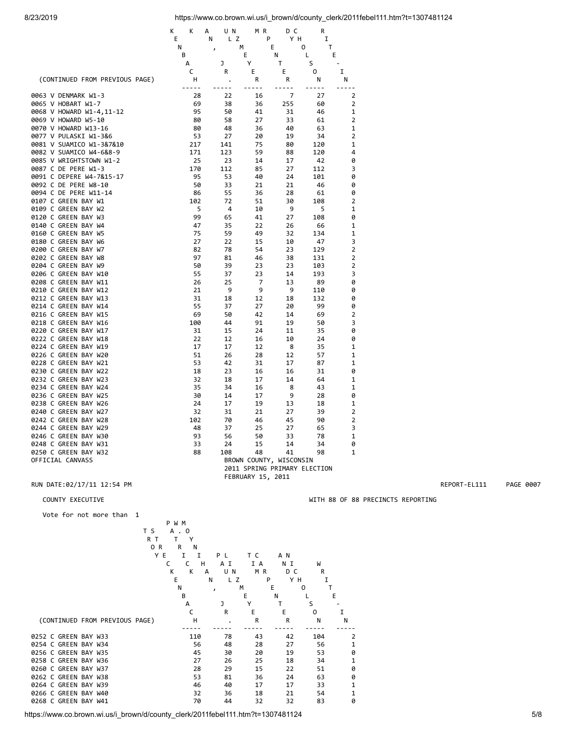| (CONTINUED FROM PREVIOUS PAGE) | STRECKENBACH, TROY | MOYNIHAN, JR., PATRICK W. | LINZMEYER, PAUL | CARPENTER, TIM | NICHOLSON, ANDY | WRITE-IN |
|---|---|---|---|---|---|---|
| 0063 V DENMARK W1-3 | 28 | 22 | 16 | 7 | 27 | 2 |
| 0065 V HOBART W1-7 | 69 | 38 | 36 | 255 | 60 | 2 |
| 0068 V HOWARD W1-4,11-12 | 95 | 50 | 41 | 31 | 46 | 1 |
| 0069 V HOWARD W5-10 | 80 | 58 | 27 | 33 | 61 | 2 |
| 0070 V HOWARD W13-16 | 80 | 48 | 36 | 40 | 63 | 1 |
| 0077 V PULASKI W1-3&6 | 53 | 27 | 20 | 19 | 34 | 2 |
| 0081 V SUAMICO W1-3&7&10 | 217 | 141 | 75 | 80 | 120 | 1 |
| 0082 V SUAMICO W4-6&8-9 | 171 | 123 | 59 | 88 | 120 | 4 |
| 0085 V WRIGHTSTOWN W1-2 | 25 | 23 | 14 | 17 | 42 | 0 |
| 0087 C DE PERE W1-3 | 170 | 112 | 85 | 27 | 112 | 3 |
| 0091 C DEPERE W4-7&15-17 | 95 | 53 | 40 | 24 | 101 | 0 |
| 0092 C DE PERE W8-10 | 50 | 33 | 21 | 21 | 46 | 0 |
| 0094 C DE PERE W11-14 | 86 | 55 | 36 | 28 | 61 | 0 |
| 0107 C GREEN BAY W1 | 102 | 72 | 51 | 30 | 108 | 2 |
| 0109 C GREEN BAY W2 | 5 | 4 | 10 | 9 | 5 | 1 |
| 0120 C GREEN BAY W3 | 99 | 65 | 41 | 27 | 108 | 0 |
| 0140 C GREEN BAY W4 | 47 | 35 | 22 | 26 | 66 | 1 |
| 0160 C GREEN BAY W5 | 75 | 59 | 49 | 32 | 134 | 1 |
| 0180 C GREEN BAY W6 | 27 | 22 | 15 | 10 | 47 | 3 |
| 0200 C GREEN BAY W7 | 82 | 78 | 54 | 23 | 129 | 2 |
| 0202 C GREEN BAY W8 | 97 | 81 | 46 | 38 | 131 | 2 |
| 0204 C GREEN BAY W9 | 50 | 39 | 23 | 23 | 103 | 2 |
| 0206 C GREEN BAY W10 | 55 | 37 | 23 | 14 | 193 | 3 |
| 0208 C GREEN BAY W11 | 26 | 25 | 7 | 13 | 89 | 0 |
| 0210 C GREEN BAY W12 | 21 | 9 | 9 | 9 | 110 | 0 |
| 0212 C GREEN BAY W13 | 31 | 18 | 12 | 18 | 132 | 0 |
| 0214 C GREEN BAY W14 | 55 | 37 | 27 | 20 | 99 | 0 |
| 0216 C GREEN BAY W15 | 69 | 50 | 42 | 14 | 69 | 2 |
| 0218 C GREEN BAY W16 | 100 | 44 | 91 | 19 | 50 | 3 |
| 0220 C GREEN BAY W17 | 31 | 15 | 24 | 11 | 35 | 0 |
| 0222 C GREEN BAY W18 | 22 | 12 | 16 | 10 | 24 | 0 |
| 0224 C GREEN BAY W19 | 17 | 17 | 12 | 8 | 35 | 1 |
| 0226 C GREEN BAY W20 | 51 | 26 | 28 | 12 | 57 | 1 |
| 0228 C GREEN BAY W21 | 53 | 42 | 31 | 17 | 87 | 1 |
| 0230 C GREEN BAY W22 | 18 | 23 | 16 | 16 | 31 | 0 |
| 0232 C GREEN BAY W23 | 32 | 18 | 17 | 14 | 64 | 1 |
| 0234 C GREEN BAY W24 | 35 | 34 | 16 | 8 | 43 | 1 |
| 0236 C GREEN BAY W25 | 30 | 14 | 17 | 9 | 28 | 0 |
| 0238 C GREEN BAY W26 | 24 | 17 | 19 | 13 | 18 | 1 |
| 0240 C GREEN BAY W27 | 32 | 31 | 21 | 27 | 39 | 2 |
| 0242 C GREEN BAY W28 | 102 | 70 | 46 | 45 | 90 | 2 |
| 0244 C GREEN BAY W29 | 48 | 37 | 25 | 27 | 65 | 3 |
| 0246 C GREEN BAY W30 | 93 | 56 | 50 | 33 | 78 | 1 |
| 0248 C GREEN BAY W31 | 33 | 24 | 15 | 14 | 34 | 0 |
| 0250 C GREEN BAY W32 | 88 | 108 | 48 | 41 | 98 | 1 |

OFFICIAL CANVASS

BROWN COUNTY, WISCONSIN
2011 SPRING PRIMARY ELECTION
FEBRUARY 15, 2011

RUN DATE:02/17/11 12:54 PM REPORT-EL111 PAGE 0007

COUNTY EXECUTIVE

WITH 88 OF 88 PRECINCTS REPORTING

Vote for not more than 1

| (CONTINUED FROM PREVIOUS PAGE) | STRECKENBACH, TROY | MOYNIHAN, JR., PATRICK W. | LINZMEYER, PAUL | CARPENTER, TIM | NICHOLSON, ANDY | WRITE-IN |
|---|---|---|---|---|---|---|
| 0252 C GREEN BAY W33 | 110 | 78 | 43 | 42 | 104 | 2 |
| 0254 C GREEN BAY W34 | 56 | 48 | 28 | 27 | 56 | 1 |
| 0256 C GREEN BAY W35 | 45 | 30 | 20 | 19 | 53 | 0 |
| 0258 C GREEN BAY W36 | 27 | 26 | 25 | 18 | 34 | 1 |
| 0260 C GREEN BAY W37 | 28 | 29 | 15 | 22 | 51 | 0 |
| 0262 C GREEN BAY W38 | 53 | 81 | 36 | 24 | 63 | 0 |
| 0264 C GREEN BAY W39 | 46 | 40 | 17 | 17 | 33 | 1 |
| 0266 C GREEN BAY W40 | 32 | 36 | 18 | 21 | 54 | 1 |
| 0268 C GREEN BAY W41 | 70 | 44 | 32 | 32 | 83 | 0 |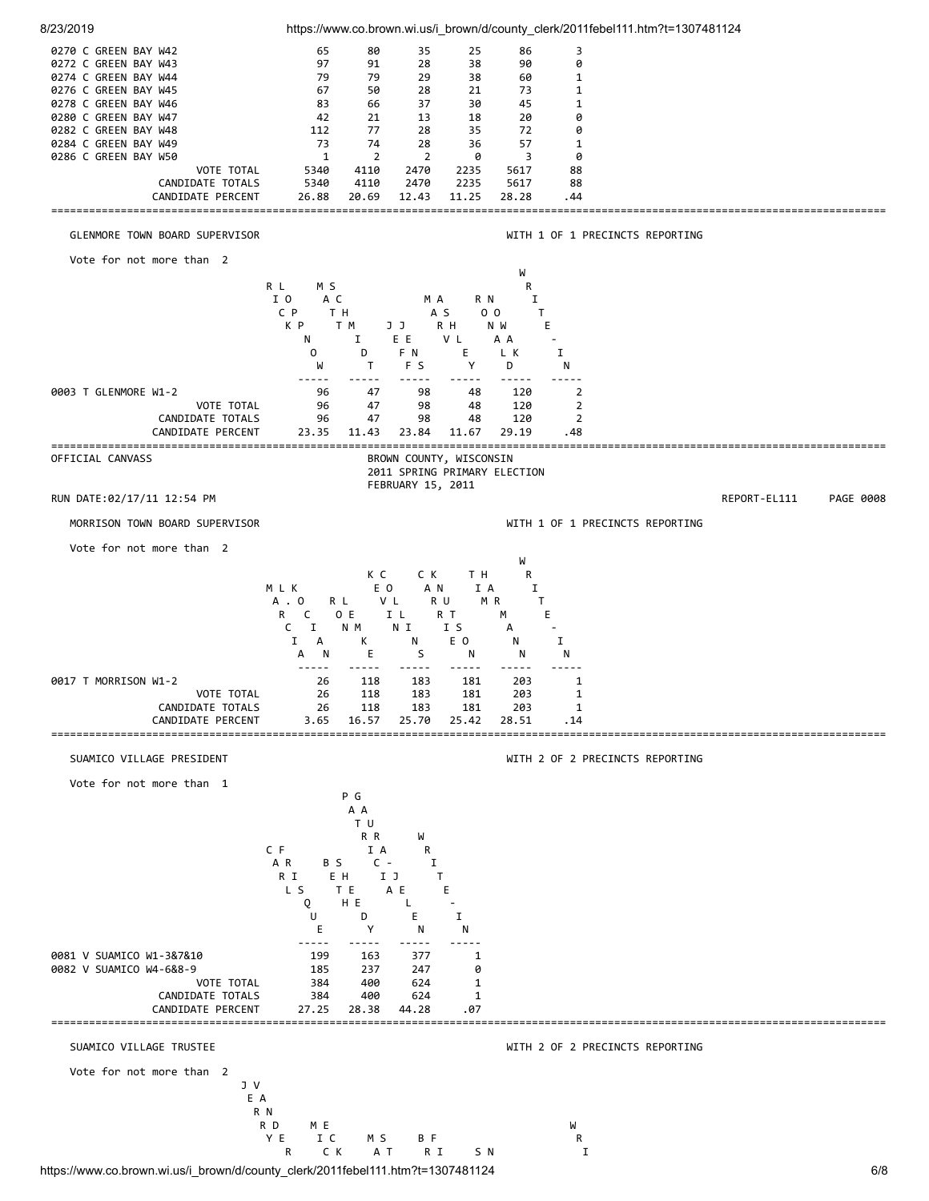| Precinct | | | | | | |
|---|---|---|---|---|---|---|
| 0270 C GREEN BAY W42 | 65 | 80 | 35 | 25 | 86 | 3 |
| 0272 C GREEN BAY W43 | 97 | 91 | 28 | 38 | 90 | 0 |
| 0274 C GREEN BAY W44 | 79 | 79 | 29 | 38 | 60 | 1 |
| 0276 C GREEN BAY W45 | 67 | 50 | 28 | 21 | 73 | 1 |
| 0278 C GREEN BAY W46 | 83 | 66 | 37 | 30 | 45 | 1 |
| 0280 C GREEN BAY W47 | 42 | 21 | 13 | 18 | 20 | 0 |
| 0282 C GREEN BAY W48 | 112 | 77 | 28 | 35 | 72 | 0 |
| 0284 C GREEN BAY W49 | 73 | 74 | 28 | 36 | 57 | 1 |
| 0286 C GREEN BAY W50 | 1 | 2 | 2 | 0 | 3 | 0 |
| VOTE TOTAL | 5340 | 4110 | 2470 | 2235 | 5617 | 88 |
| CANDIDATE TOTALS | 5340 | 4110 | 2470 | 2235 | 5617 | 88 |
| CANDIDATE PERCENT | 26.88 | 20.69 | 12.43 | 11.25 | 28.28 | .44 |

## GLENMORE TOWN BOARD SUPERVISOR

WITH 1 OF 1 PRECINCTS REPORTING

Vote for not more than 2

| | RICK LOPPNOW | MATT SCHMIDT | JEFF JENS | MARV ASHLEY | RONALD NOWAK | WRITE-IN |
|---|---|---|---|---|---|---|
| 0003 T GLENMORE W1-2 | 96 | 47 | 98 | 48 | 120 | 2 |
| VOTE TOTAL | 96 | 47 | 98 | 48 | 120 | 2 |
| CANDIDATE TOTALS | 96 | 47 | 98 | 48 | 120 | 2 |
| CANDIDATE PERCENT | 23.35 | 11.43 | 23.84 | 11.67 | 29.19 | .48 |

OFFICIAL CANVASS

BROWN COUNTY, WISCONSIN
2011 SPRING PRIMARY ELECTION
FEBRUARY 15, 2011

RUN DATE:02/17/11 12:54 PM REPORT-EL111 PAGE 0008

## MORRISON TOWN BOARD SUPERVISOR

WITH 1 OF 1 PRECINCTS REPORTING

Vote for not more than 2

| | MARCIA L. KOCIAN | RON LEMKE | KEVIN COLLINS | CARRIE KNUTSON | TIM HARMANN | WRITE-IN |
|---|---|---|---|---|---|---|
| 0017 T MORRISON W1-2 | 26 | 118 | 183 | 181 | 203 | 1 |
| VOTE TOTAL | 26 | 118 | 183 | 181 | 203 | 1 |
| CANDIDATE TOTALS | 26 | 118 | 183 | 181 | 203 | 1 |
| CANDIDATE PERCENT | 3.65 | 16.57 | 25.70 | 25.42 | 28.51 | .14 |

## SUAMICO VILLAGE PRESIDENT

WITH 2 OF 2 PRECINCTS REPORTING

Vote for not more than 1

| | CARL FRISQUE | BETH SHEEDY | PATRICIA GAURA-JELEN | WRITE-IN |
|---|---|---|---|---|
| 0081 V SUAMICO W1-3&7&10 | 199 | 163 | 377 | 1 |
| 0082 V SUAMICO W4-6&8-9 | 185 | 237 | 247 | 0 |
| VOTE TOTAL | 384 | 400 | 624 | 1 |
| CANDIDATE TOTALS | 384 | 400 | 624 | 1 |
| CANDIDATE PERCENT | 27.25 | 28.38 | 44.28 | .07 |

## SUAMICO VILLAGE TRUSTEE

WITH 2 OF 2 PRECINCTS REPORTING

Vote for not more than 2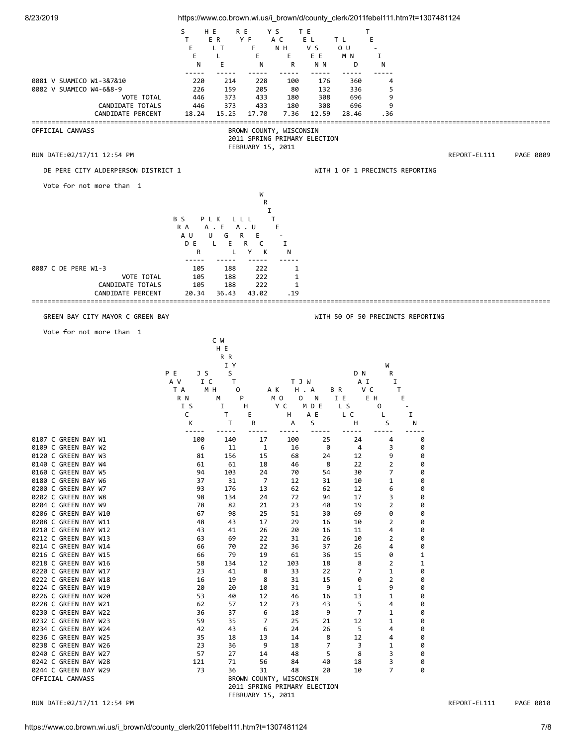| | ...STEEN | ...HELLE ...ERT | ...RY ...EFFEN | ...YAN ...SCHER | ...TEVEN ...ELSEN | TOM LUND | WRITE-IN |
|---|---|---|---|---|---|---|---|
| 0081 V SUAMICO W1-3&7&10 | 220 | 214 | 228 | 100 | 176 | 360 | 4 |
| 0082 V SUAMICO W4-6&8-9 | 226 | 159 | 205 | 80 | 132 | 336 | 5 |
| VOTE TOTAL | 446 | 373 | 433 | 180 | 308 | 696 | 9 |
| CANDIDATE TOTALS | 446 | 373 | 433 | 180 | 308 | 696 | 9 |
| CANDIDATE PERCENT | 18.24 | 15.25 | 17.70 | 7.36 | 12.59 | 28.46 | .36 |

OFFICIAL CANVASS

BROWN COUNTY, WISCONSIN
2011 SPRING PRIMARY ELECTION
FEBRUARY 15, 2011

RUN DATE:02/17/11 12:54 PM — REPORT-EL111 PAGE 0009

DE PERE CITY ALDERPERSON DISTRICT 1 — WITH 1 OF 1 PRECINCTS REPORTING

Vote for not more than 1

| | BRAD SAUER | PAUL L. KEGEL | LARRY L. LUECK | WRITE-IN |
|---|---|---|---|---|
| 0087 C DE PERE W1-3 | 105 | 188 | 222 | 1 |
| VOTE TOTAL | 105 | 188 | 222 | 1 |
| CANDIDATE TOTALS | 105 | 188 | 222 | 1 |
| CANDIDATE PERCENT | 20.34 | 36.43 | 43.02 | .19 |

GREEN BAY CITY MAYOR C GREEN BAY — WITH 50 OF 50 PRECINCTS REPORTING

Vote for not more than 1

| | PATRICK EVANS | JIM SCHMITT | CHRISTOPHER WERRY | AMY KOCHA | THOMAS J. DE WANE | BILL RESCH | DAVE NICHOLS | WRITE-IN |
|---|---|---|---|---|---|---|---|---|
| 0107 C GREEN BAY W1 | 100 | 140 | 17 | 100 | 25 | 24 | 4 | 0 |
| 0109 C GREEN BAY W2 | 6 | 11 | 1 | 16 | 0 | 4 | 3 | 0 |
| 0120 C GREEN BAY W3 | 81 | 156 | 15 | 68 | 24 | 12 | 9 | 0 |
| 0140 C GREEN BAY W4 | 61 | 61 | 18 | 46 | 8 | 22 | 2 | 0 |
| 0160 C GREEN BAY W5 | 94 | 103 | 24 | 70 | 54 | 30 | 7 | 0 |
| 0180 C GREEN BAY W6 | 37 | 31 | 7 | 12 | 31 | 10 | 1 | 0 |
| 0200 C GREEN BAY W7 | 93 | 176 | 13 | 62 | 62 | 12 | 6 | 0 |
| 0202 C GREEN BAY W8 | 98 | 134 | 24 | 72 | 94 | 17 | 3 | 0 |
| 0204 C GREEN BAY W9 | 78 | 82 | 21 | 23 | 40 | 19 | 2 | 0 |
| 0206 C GREEN BAY W10 | 67 | 98 | 25 | 51 | 30 | 69 | 0 | 0 |
| 0208 C GREEN BAY W11 | 48 | 43 | 17 | 29 | 16 | 10 | 2 | 0 |
| 0210 C GREEN BAY W12 | 43 | 41 | 26 | 20 | 16 | 11 | 4 | 0 |
| 0212 C GREEN BAY W13 | 63 | 69 | 22 | 31 | 26 | 10 | 2 | 0 |
| 0214 C GREEN BAY W14 | 66 | 70 | 22 | 36 | 37 | 26 | 4 | 0 |
| 0216 C GREEN BAY W15 | 66 | 79 | 19 | 61 | 36 | 15 | 0 | 1 |
| 0218 C GREEN BAY W16 | 58 | 134 | 12 | 103 | 18 | 8 | 2 | 1 |
| 0220 C GREEN BAY W17 | 23 | 41 | 8 | 33 | 22 | 7 | 1 | 0 |
| 0222 C GREEN BAY W18 | 16 | 19 | 8 | 31 | 15 | 0 | 2 | 0 |
| 0224 C GREEN BAY W19 | 20 | 20 | 10 | 31 | 9 | 1 | 9 | 0 |
| 0226 C GREEN BAY W20 | 53 | 40 | 12 | 46 | 16 | 13 | 1 | 0 |
| 0228 C GREEN BAY W21 | 62 | 57 | 12 | 73 | 43 | 5 | 4 | 0 |
| 0230 C GREEN BAY W22 | 36 | 37 | 6 | 18 | 9 | 7 | 1 | 0 |
| 0232 C GREEN BAY W23 | 59 | 35 | 7 | 25 | 21 | 12 | 1 | 0 |
| 0234 C GREEN BAY W24 | 42 | 43 | 6 | 24 | 26 | 5 | 4 | 0 |
| 0236 C GREEN BAY W25 | 35 | 18 | 13 | 14 | 8 | 12 | 4 | 0 |
| 0238 C GREEN BAY W26 | 23 | 36 | 9 | 18 | 7 | 3 | 1 | 0 |
| 0240 C GREEN BAY W27 | 57 | 27 | 14 | 48 | 5 | 8 | 3 | 0 |
| 0242 C GREEN BAY W28 | 121 | 71 | 56 | 84 | 40 | 18 | 3 | 0 |
| 0244 C GREEN BAY W29 | 73 | 36 | 31 | 48 | 20 | 10 | 7 | 0 |

OFFICIAL CANVASS

BROWN COUNTY, WISCONSIN
2011 SPRING PRIMARY ELECTION
FEBRUARY 15, 2011

RUN DATE:02/17/11 12:54 PM — REPORT-EL111 PAGE 0010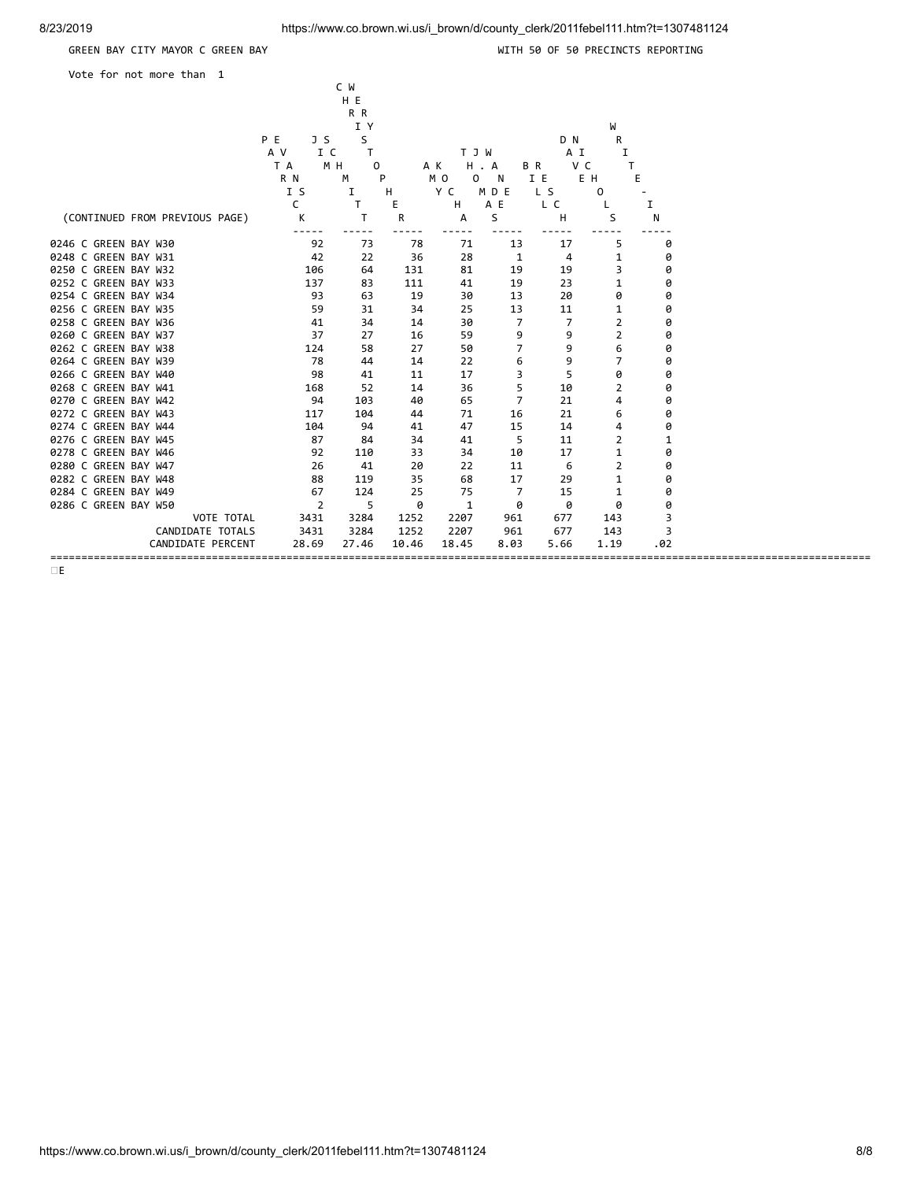GREEN BAY CITY MAYOR C GREEN BAY WITH 50 OF 50 PRECINCTS REPORTING

Vote for not more than 1

| (CONTINUED FROM PREVIOUS PAGE) | PATRICK EVANS | JIM SCHMITT | CHRISTOPHER WERY | AMY KOCHA | THOMAS J. DEWANE | BILL RESCH | DAVE NICHOLS | WRITE-IN |
|---|---|---|---|---|---|---|---|---|
| 0246 C GREEN BAY W30 | 92 | 73 | 78 | 71 | 13 | 17 | 5 | 0 |
| 0248 C GREEN BAY W31 | 42 | 22 | 36 | 28 | 1 | 4 | 1 | 0 |
| 0250 C GREEN BAY W32 | 106 | 64 | 131 | 81 | 19 | 19 | 3 | 0 |
| 0252 C GREEN BAY W33 | 137 | 83 | 111 | 41 | 19 | 23 | 1 | 0 |
| 0254 C GREEN BAY W34 | 93 | 63 | 19 | 30 | 13 | 20 | 0 | 0 |
| 0256 C GREEN BAY W35 | 59 | 31 | 34 | 25 | 13 | 11 | 1 | 0 |
| 0258 C GREEN BAY W36 | 41 | 34 | 14 | 30 | 7 | 7 | 2 | 0 |
| 0260 C GREEN BAY W37 | 37 | 27 | 16 | 59 | 9 | 9 | 2 | 0 |
| 0262 C GREEN BAY W38 | 124 | 58 | 27 | 50 | 7 | 9 | 6 | 0 |
| 0264 C GREEN BAY W39 | 78 | 44 | 14 | 22 | 6 | 9 | 7 | 0 |
| 0266 C GREEN BAY W40 | 98 | 41 | 11 | 17 | 3 | 5 | 0 | 0 |
| 0268 C GREEN BAY W41 | 168 | 52 | 14 | 36 | 5 | 10 | 2 | 0 |
| 0270 C GREEN BAY W42 | 94 | 103 | 40 | 65 | 7 | 21 | 4 | 0 |
| 0272 C GREEN BAY W43 | 117 | 104 | 44 | 71 | 16 | 21 | 6 | 0 |
| 0274 C GREEN BAY W44 | 104 | 94 | 41 | 47 | 15 | 14 | 4 | 0 |
| 0276 C GREEN BAY W45 | 87 | 84 | 34 | 41 | 5 | 11 | 2 | 1 |
| 0278 C GREEN BAY W46 | 92 | 110 | 33 | 34 | 10 | 17 | 1 | 0 |
| 0280 C GREEN BAY W47 | 26 | 41 | 20 | 22 | 11 | 6 | 2 | 0 |
| 0282 C GREEN BAY W48 | 88 | 119 | 35 | 68 | 17 | 29 | 1 | 0 |
| 0284 C GREEN BAY W49 | 67 | 124 | 25 | 75 | 7 | 15 | 1 | 0 |
| 0286 C GREEN BAY W50 | 2 | 5 | 0 | 1 | 0 | 0 | 0 | 0 |
| VOTE TOTAL | 3431 | 3284 | 1252 | 2207 | 961 | 677 | 143 | 3 |
| CANDIDATE TOTALS | 3431 | 3284 | 1252 | 2207 | 961 | 677 | 143 | 3 |
| CANDIDATE PERCENT | 28.69 | 27.46 | 10.46 | 18.45 | 8.03 | 5.66 | 1.19 | .02 |